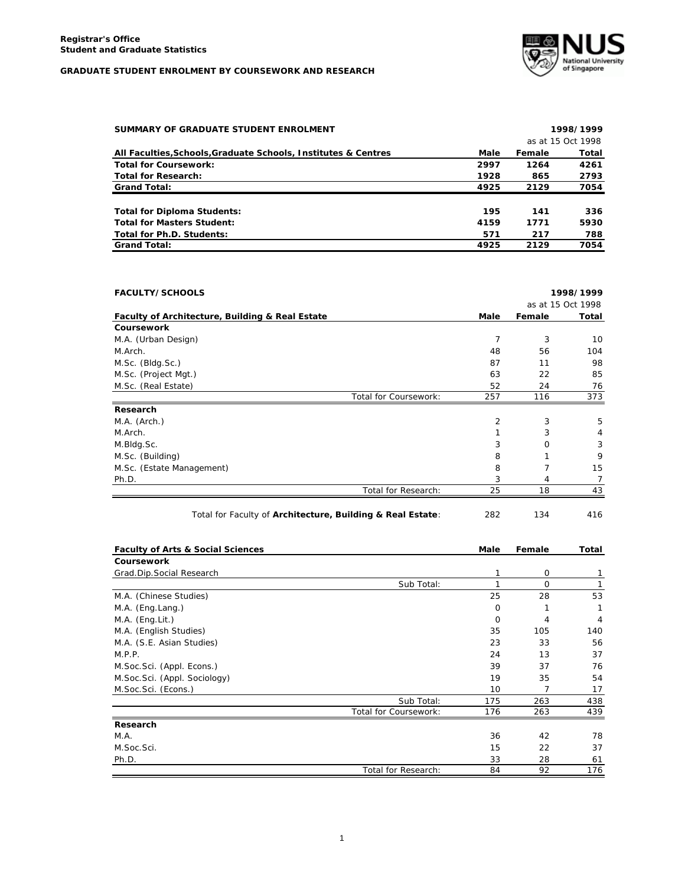**Registrar's Office**
**Student and Graduate Statistics**

**GRADUATE STUDENT ENROLMENT BY COURSEWORK AND RESEARCH**

**SUMMARY OF GRADUATE STUDENT ENROLMENT** — **1998/1999** as at 15 Oct 1998

| All Faculties,Schools,Graduate Schools, Institutes & Centres | Male | Female | Total |
|---|---|---|---|
| **Total for Coursework:** | **2997** | **1264** | **4261** |
| **Total for Research:** | **1928** | **865** | **2793** |
| **Grand Total:** | **4925** | **2129** | **7054** |
| | | | |
| **Total for Diploma Students:** | **195** | **141** | **336** |
| **Total for Masters Student:** | **4159** | **1771** | **5930** |
| **Total for Ph.D. Students:** | **571** | **217** | **788** |
| **Grand Total:** | **4925** | **2129** | **7054** |

**FACULTY/SCHOOLS** — **1998/1999** as at 15 Oct 1998

| Faculty of Architecture, Building & Real Estate | Male | Female | Total |
|---|---|---|---|
| **Coursework** | | | |
| M.A. (Urban Design) | 7 | 3 | 10 |
| M.Arch. | 48 | 56 | 104 |
| M.Sc. (Bldg.Sc.) | 87 | 11 | 98 |
| M.Sc. (Project Mgt.) | 63 | 22 | 85 |
| M.Sc. (Real Estate) | 52 | 24 | 76 |
| Total for Coursework: | 257 | 116 | 373 |
| **Research** | | | |
| M.A. (Arch.) | 2 | 3 | 5 |
| M.Arch. | 1 | 3 | 4 |
| M.Bldg.Sc. | 3 | 0 | 3 |
| M.Sc. (Building) | 8 | 1 | 9 |
| M.Sc. (Estate Management) | 8 | 7 | 15 |
| Ph.D. | 3 | 4 | 7 |
| Total for Research: | 25 | 18 | 43 |
| | | | |
| Total for Faculty of **Architecture, Building & Real Estate**: | 282 | 134 | 416 |

| Faculty of Arts & Social Sciences | Male | Female | Total |
|---|---|---|---|
| **Coursework** | | | |
| Grad.Dip.Social Research | 1 | 0 | 1 |
| Sub Total: | 1 | 0 | 1 |
| M.A. (Chinese Studies) | 25 | 28 | 53 |
| M.A. (Eng.Lang.) | 0 | 1 | 1 |
| M.A. (Eng.Lit.) | 0 | 4 | 4 |
| M.A. (English Studies) | 35 | 105 | 140 |
| M.A. (S.E. Asian Studies) | 23 | 33 | 56 |
| M.P.P. | 24 | 13 | 37 |
| M.Soc.Sci. (Appl. Econs.) | 39 | 37 | 76 |
| M.Soc.Sci. (Appl. Sociology) | 19 | 35 | 54 |
| M.Soc.Sci. (Econs.) | 10 | 7 | 17 |
| Sub Total: | 175 | 263 | 438 |
| Total for Coursework: | 176 | 263 | 439 |
| **Research** | | | |
| M.A. | 36 | 42 | 78 |
| M.Soc.Sci. | 15 | 22 | 37 |
| Ph.D. | 33 | 28 | 61 |
| Total for Research: | 84 | 92 | 176 |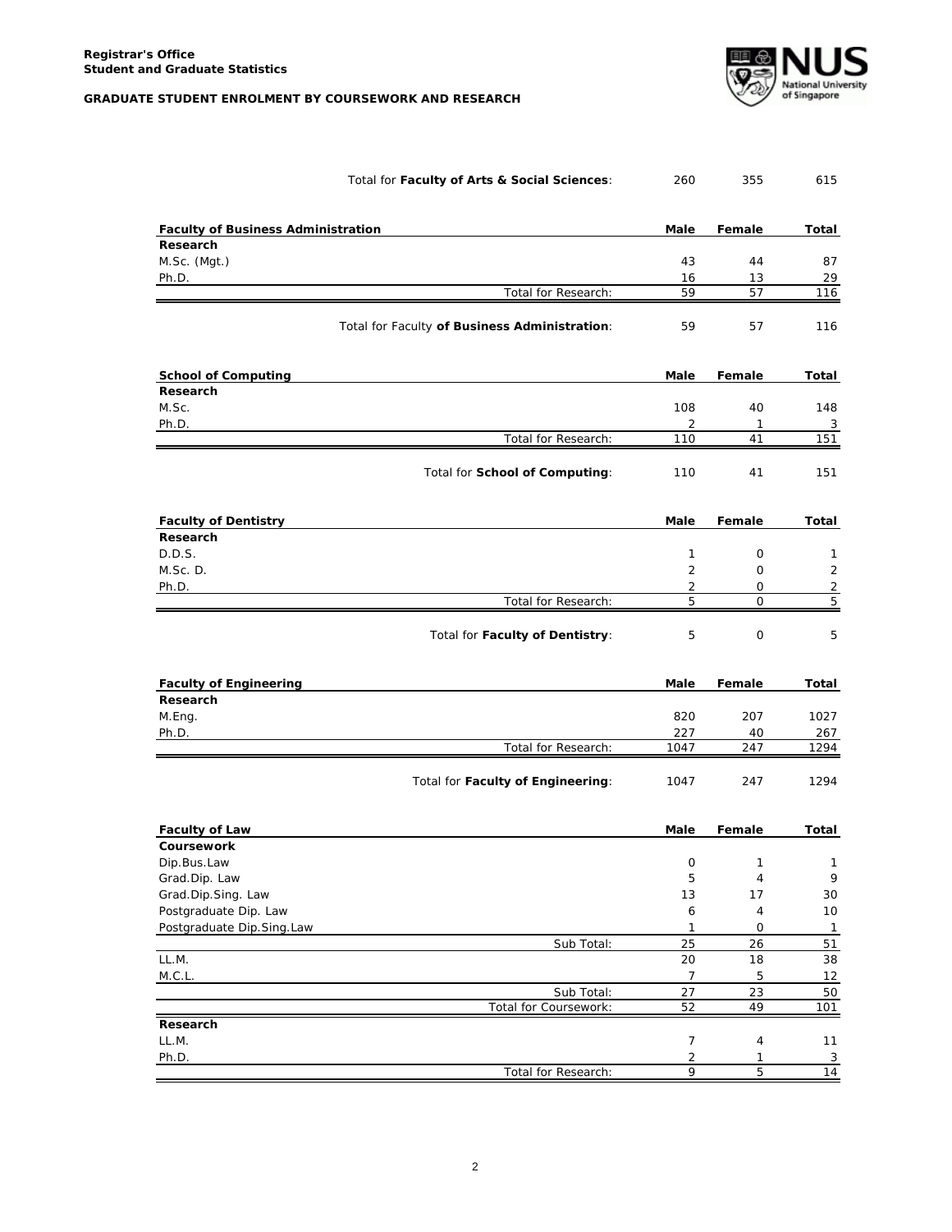**Registrar's Office**
**Student and Graduate Statistics**

**GRADUATE STUDENT ENROLMENT BY COURSEWORK AND RESEARCH**

| | Male | Female | Total |
|---|---|---|---|
| Total for **Faculty of Arts & Social Sciences**: | 260 | 355 | 615 |

| **Faculty of Business Administration** | **Male** | **Female** | **Total** |
|---|---|---|---|
| **Research** | | | |
| M.Sc. (Mgt.) | 43 | 44 | 87 |
| Ph.D. | 16 | 13 | 29 |
| Total for Research: | 59 | 57 | 116 |
| Total for Faculty **of Business Administration**: | 59 | 57 | 116 |

| **School of Computing** | **Male** | **Female** | **Total** |
|---|---|---|---|
| **Research** | | | |
| M.Sc. | 108 | 40 | 148 |
| Ph.D. | 2 | 1 | 3 |
| Total for Research: | 110 | 41 | 151 |
| Total for **School of Computing**: | 110 | 41 | 151 |

| **Faculty of Dentistry** | **Male** | **Female** | **Total** |
|---|---|---|---|
| **Research** | | | |
| D.D.S. | 1 | 0 | 1 |
| M.Sc. D. | 2 | 0 | 2 |
| Ph.D. | 2 | 0 | 2 |
| Total for Research: | 5 | 0 | 5 |
| Total for **Faculty of Dentistry**: | 5 | 0 | 5 |

| **Faculty of Engineering** | **Male** | **Female** | **Total** |
|---|---|---|---|
| **Research** | | | |
| M.Eng. | 820 | 207 | 1027 |
| Ph.D. | 227 | 40 | 267 |
| Total for Research: | 1047 | 247 | 1294 |
| Total for **Faculty of Engineering**: | 1047 | 247 | 1294 |

| **Faculty of Law** | **Male** | **Female** | **Total** |
|---|---|---|---|
| **Coursework** | | | |
| Dip.Bus.Law | 0 | 1 | 1 |
| Grad.Dip. Law | 5 | 4 | 9 |
| Grad.Dip.Sing. Law | 13 | 17 | 30 |
| Postgraduate Dip. Law | 6 | 4 | 10 |
| Postgraduate Dip.Sing.Law | 1 | 0 | 1 |
| Sub Total: | 25 | 26 | 51 |
| LL.M. | 20 | 18 | 38 |
| M.C.L. | 7 | 5 | 12 |
| Sub Total: | 27 | 23 | 50 |
| Total for Coursework: | 52 | 49 | 101 |
| **Research** | | | |
| LL.M. | 7 | 4 | 11 |
| Ph.D. | 2 | 1 | 3 |
| Total for Research: | 9 | 5 | 14 |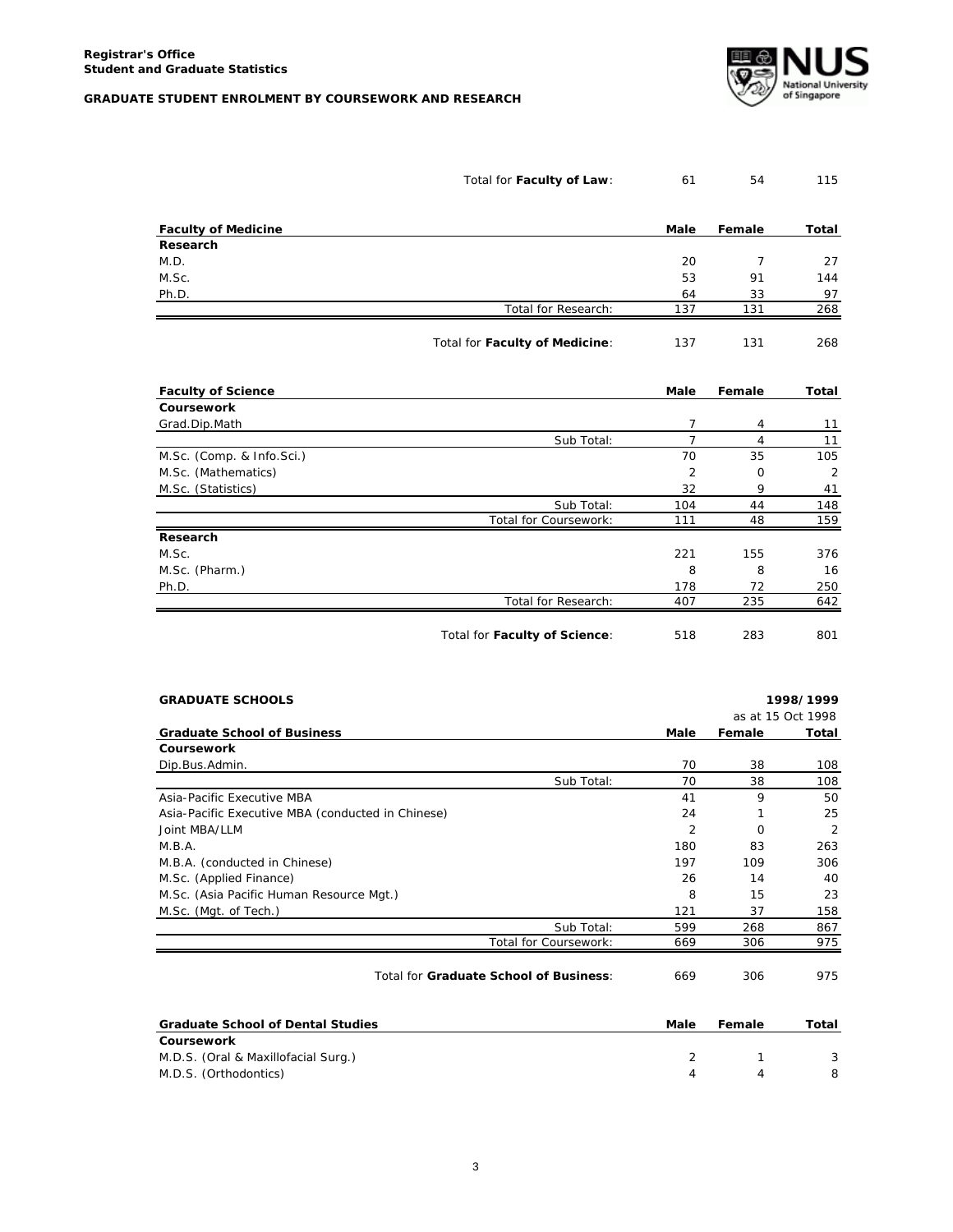| | Male | Female | Total |
|---|---|---|---|
| Total for **Faculty of Law**: | 61 | 54 | 115 |

| **Faculty of Medicine** | **Male** | **Female** | **Total** |
|---|---|---|---|
| **Research** | | | |
| M.D. | 20 | 7 | 27 |
| M.Sc. | 53 | 91 | 144 |
| Ph.D. | 64 | 33 | 97 |
| Total for Research: | 137 | 131 | 268 |
| Total for **Faculty of Medicine**: | 137 | 131 | 268 |

| **Faculty of Science** | **Male** | **Female** | **Total** |
|---|---|---|---|
| **Coursework** | | | |
| Grad.Dip.Math | 7 | 4 | 11 |
| Sub Total: | 7 | 4 | 11 |
| M.Sc. (Comp. & Info.Sci.) | 70 | 35 | 105 |
| M.Sc. (Mathematics) | 2 | 0 | 2 |
| M.Sc. (Statistics) | 32 | 9 | 41 |
| Sub Total: | 104 | 44 | 148 |
| Total for Coursework: | 111 | 48 | 159 |
| **Research** | | | |
| M.Sc. | 221 | 155 | 376 |
| M.Sc. (Pharm.) | 8 | 8 | 16 |
| Ph.D. | 178 | 72 | 250 |
| Total for Research: | 407 | 235 | 642 |
| Total for **Faculty of Science**: | 518 | 283 | 801 |

**GRADUATE SCHOOLS** **1998/1999**

as at 15 Oct 1998

| **Graduate School of Business** | **Male** | **Female** | **Total** |
|---|---|---|---|
| **Coursework** | | | |
| Dip.Bus.Admin. | 70 | 38 | 108 |
| Sub Total: | 70 | 38 | 108 |
| Asia-Pacific Executive MBA | 41 | 9 | 50 |
| Asia-Pacific Executive MBA (conducted in Chinese) | 24 | 1 | 25 |
| Joint MBA/LLM | 2 | 0 | 2 |
| M.B.A. | 180 | 83 | 263 |
| M.B.A. (conducted in Chinese) | 197 | 109 | 306 |
| M.Sc. (Applied Finance) | 26 | 14 | 40 |
| M.Sc. (Asia Pacific Human Resource Mgt.) | 8 | 15 | 23 |
| M.Sc. (Mgt. of Tech.) | 121 | 37 | 158 |
| Sub Total: | 599 | 268 | 867 |
| Total for Coursework: | 669 | 306 | 975 |
| Total for **Graduate School of Business**: | 669 | 306 | 975 |

| **Graduate School of Dental Studies** | **Male** | **Female** | **Total** |
|---|---|---|---|
| **Coursework** | | | |
| M.D.S. (Oral & Maxillofacial Surg.) | 2 | 1 | 3 |
| M.D.S. (Orthodontics) | 4 | 4 | 8 |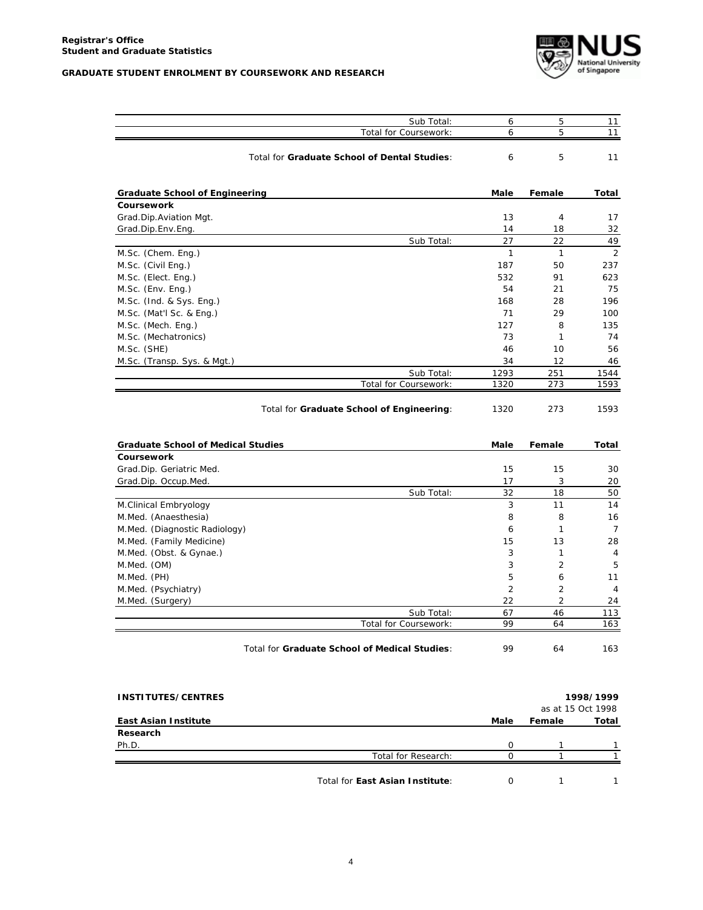| | Male | Female | Total |
|---|---|---|---|
| Sub Total: | 6 | 5 | 11 |
| Total for Coursework: | 6 | 5 | 11 |
| Total for **Graduate School of Dental Studies**: | 6 | 5 | 11 |

| **Graduate School of Engineering** | **Male** | **Female** | **Total** |
|---|---|---|---|
| **Coursework** | | | |
| Grad.Dip.Aviation Mgt. | 13 | 4 | 17 |
| Grad.Dip.Env.Eng. | 14 | 18 | 32 |
| Sub Total: | 27 | 22 | 49 |
| M.Sc. (Chem. Eng.) | 1 | 1 | 2 |
| M.Sc. (Civil Eng.) | 187 | 50 | 237 |
| M.Sc. (Elect. Eng.) | 532 | 91 | 623 |
| M.Sc. (Env. Eng.) | 54 | 21 | 75 |
| M.Sc. (Ind. & Sys. Eng.) | 168 | 28 | 196 |
| M.Sc. (Mat'l Sc. & Eng.) | 71 | 29 | 100 |
| M.Sc. (Mech. Eng.) | 127 | 8 | 135 |
| M.Sc. (Mechatronics) | 73 | 1 | 74 |
| M.Sc. (SHE) | 46 | 10 | 56 |
| M.Sc. (Transp. Sys. & Mgt.) | 34 | 12 | 46 |
| Sub Total: | 1293 | 251 | 1544 |
| Total for Coursework: | 1320 | 273 | 1593 |
| Total for **Graduate School of Engineering**: | 1320 | 273 | 1593 |

| **Graduate School of Medical Studies** | **Male** | **Female** | **Total** |
|---|---|---|---|
| **Coursework** | | | |
| Grad.Dip. Geriatric Med. | 15 | 15 | 30 |
| Grad.Dip. Occup.Med. | 17 | 3 | 20 |
| Sub Total: | 32 | 18 | 50 |
| M.Clinical Embryology | 3 | 11 | 14 |
| M.Med. (Anaesthesia) | 8 | 8 | 16 |
| M.Med. (Diagnostic Radiology) | 6 | 1 | 7 |
| M.Med. (Family Medicine) | 15 | 13 | 28 |
| M.Med. (Obst. & Gynae.) | 3 | 1 | 4 |
| M.Med. (OM) | 3 | 2 | 5 |
| M.Med. (PH) | 5 | 6 | 11 |
| M.Med. (Psychiatry) | 2 | 2 | 4 |
| M.Med. (Surgery) | 22 | 2 | 24 |
| Sub Total: | 67 | 46 | 113 |
| Total for Coursework: | 99 | 64 | 163 |
| Total for **Graduate School of Medical Studies**: | 99 | 64 | 163 |

**INSTITUTES/CENTRES**

**1998/1999**
as at 15 Oct 1998

| **East Asian Institute** | **Male** | **Female** | **Total** |
|---|---|---|---|
| **Research** | | | |
| Ph.D. | 0 | 1 | 1 |
| Total for Research: | 0 | 1 | 1 |
| Total for **East Asian Institute**: | 0 | 1 | 1 |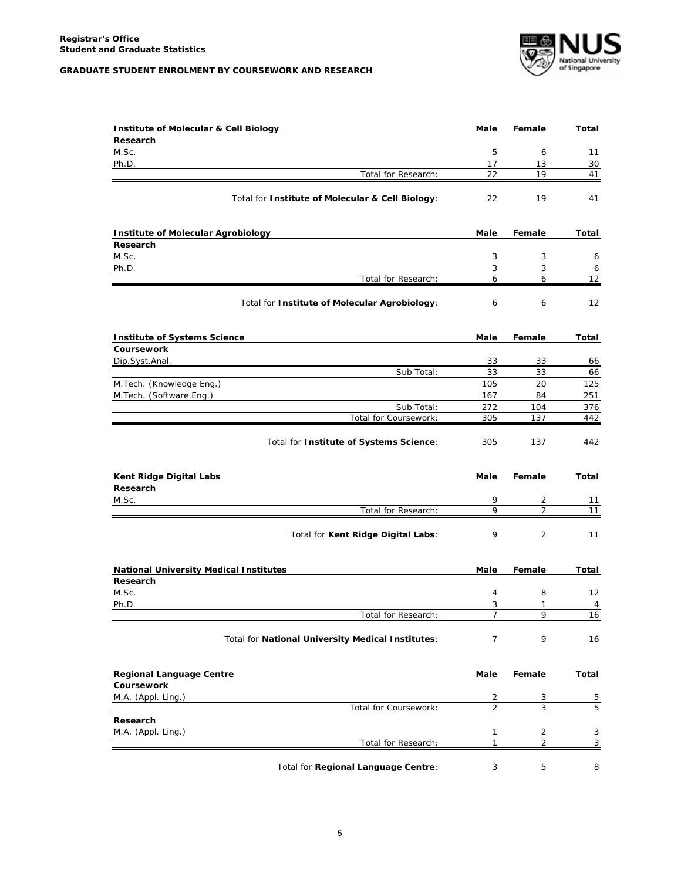Registrar's Office
Student and Graduate Statistics

GRADUATE STUDENT ENROLMENT BY COURSEWORK AND RESEARCH

| Institute of Molecular & Cell Biology | Male | Female | Total |
|---|---|---|---|
| **Research** | | | |
| M.Sc. | 5 | 6 | 11 |
| Ph.D. | 17 | 13 | 30 |
| Total for Research: | 22 | 19 | 41 |
| Total for **Institute of Molecular & Cell Biology**: | 22 | 19 | 41 |

| Institute of Molecular Agrobiology | Male | Female | Total |
|---|---|---|---|
| **Research** | | | |
| M.Sc. | 3 | 3 | 6 |
| Ph.D. | 3 | 3 | 6 |
| Total for Research: | 6 | 6 | 12 |
| Total for **Institute of Molecular Agrobiology**: | 6 | 6 | 12 |

| Institute of Systems Science | Male | Female | Total |
|---|---|---|---|
| **Coursework** | | | |
| Dip.Syst.Anal. | 33 | 33 | 66 |
| Sub Total: | 33 | 33 | 66 |
| M.Tech. (Knowledge Eng.) | 105 | 20 | 125 |
| M.Tech. (Software Eng.) | 167 | 84 | 251 |
| Sub Total: | 272 | 104 | 376 |
| Total for Coursework: | 305 | 137 | 442 |
| Total for **Institute of Systems Science**: | 305 | 137 | 442 |

| Kent Ridge Digital Labs | Male | Female | Total |
|---|---|---|---|
| **Research** | | | |
| M.Sc. | 9 | 2 | 11 |
| Total for Research: | 9 | 2 | 11 |
| Total for **Kent Ridge Digital Labs**: | 9 | 2 | 11 |

| National University Medical Institutes | Male | Female | Total |
|---|---|---|---|
| **Research** | | | |
| M.Sc. | 4 | 8 | 12 |
| Ph.D. | 3 | 1 | 4 |
| Total for Research: | 7 | 9 | 16 |
| Total for **National University Medical Institutes**: | 7 | 9 | 16 |

| Regional Language Centre | Male | Female | Total |
|---|---|---|---|
| **Coursework** | | | |
| M.A. (Appl. Ling.) | 2 | 3 | 5 |
| Total for Coursework: | 2 | 3 | 5 |
| **Research** | | | |
| M.A. (Appl. Ling.) | 1 | 2 | 3 |
| Total for Research: | 1 | 2 | 3 |
| Total for **Regional Language Centre**: | 3 | 5 | 8 |